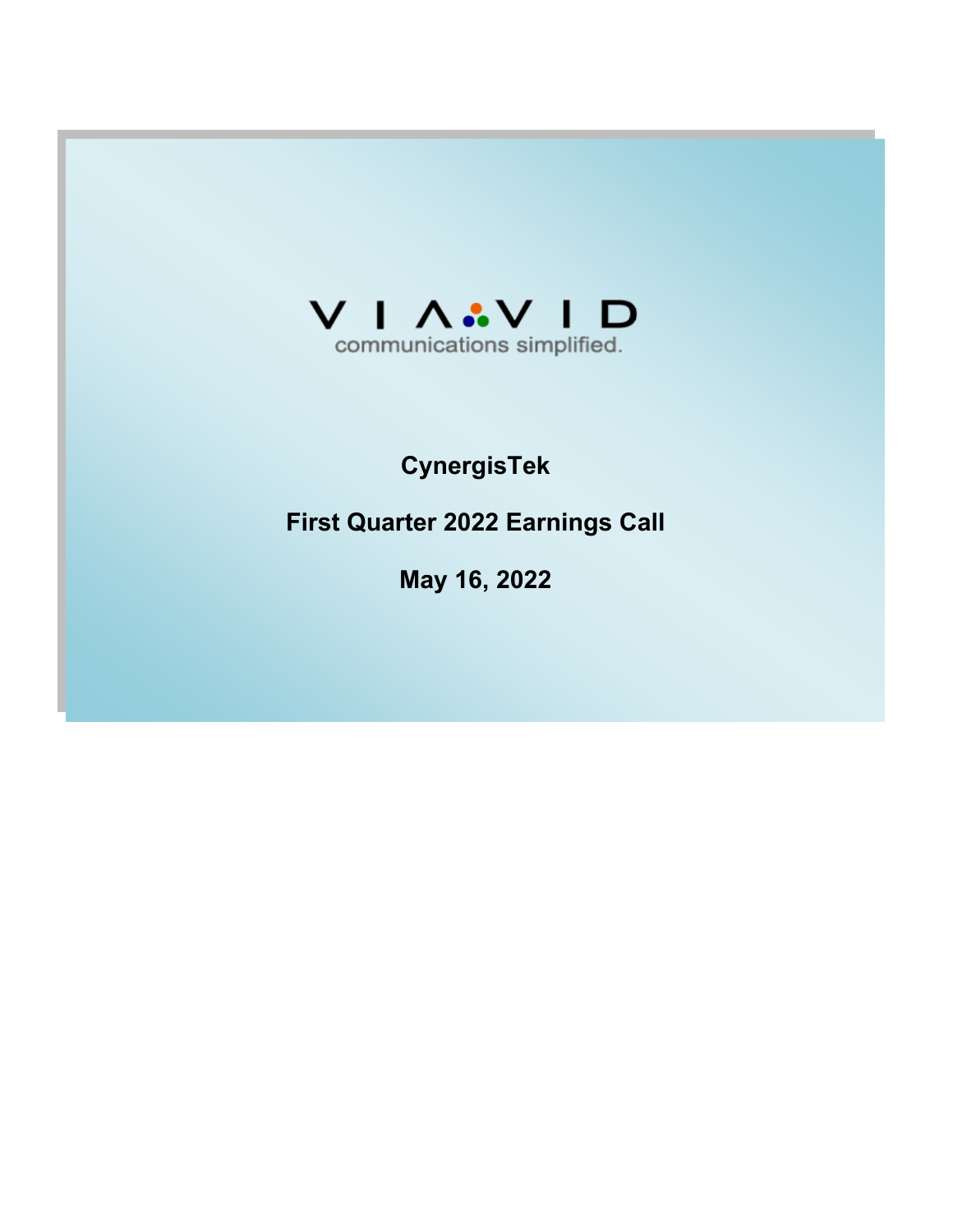VIAVID

communications simplified.

# CynergisTek

## First Quarter 2022 Earnings Call

## May 16, 2022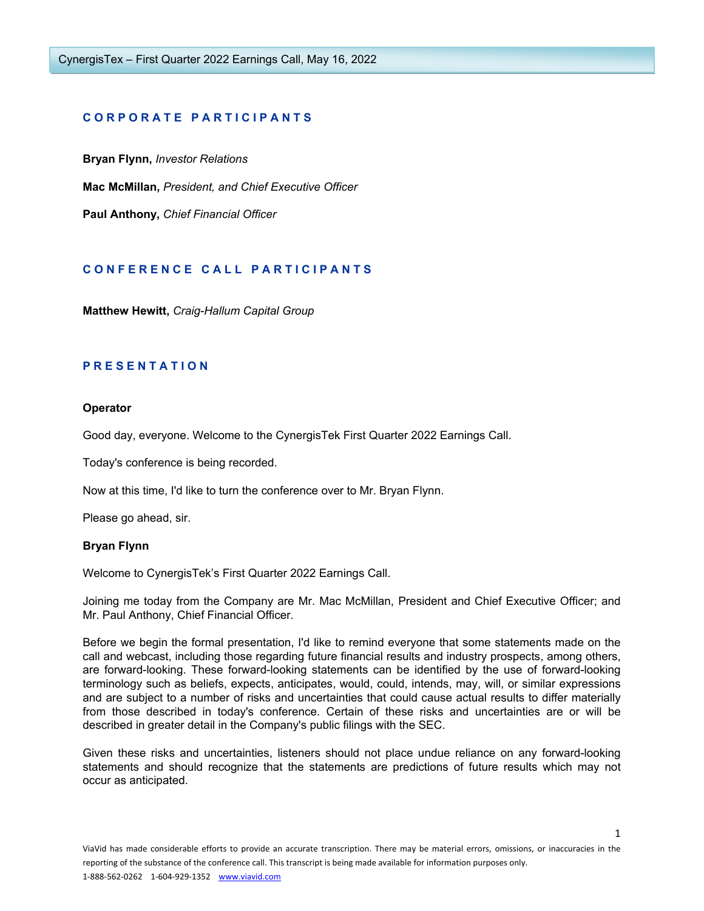## CORPORATE PARTICIPANTS

**Bryan Flynn,** *Investor Relations*

**Mac McMillan,** *President, and Chief Executive Officer*

**Paul Anthony,** *Chief Financial Officer*

## CONFERENCE CALL PARTICIPANTS

**Matthew Hewitt,** *Craig-Hallum Capital Group*

## PRESENTATION

**Operator**

Good day, everyone. Welcome to the CynergisTek First Quarter 2022 Earnings Call.

Today's conference is being recorded.

Now at this time, I'd like to turn the conference over to Mr. Bryan Flynn.

Please go ahead, sir.

**Bryan Flynn**

Welcome to CynergisTek's First Quarter 2022 Earnings Call.

Joining me today from the Company are Mr. Mac McMillan, President and Chief Executive Officer; and Mr. Paul Anthony, Chief Financial Officer.

Before we begin the formal presentation, I'd like to remind everyone that some statements made on the call and webcast, including those regarding future financial results and industry prospects, among others, are forward-looking. These forward-looking statements can be identified by the use of forward-looking terminology such as beliefs, expects, anticipates, would, could, intends, may, will, or similar expressions and are subject to a number of risks and uncertainties that could cause actual results to differ materially from those described in today's conference. Certain of these risks and uncertainties are or will be described in greater detail in the Company's public filings with the SEC.

Given these risks and uncertainties, listeners should not place undue reliance on any forward-looking statements and should recognize that the statements are predictions of future results which may not occur as anticipated.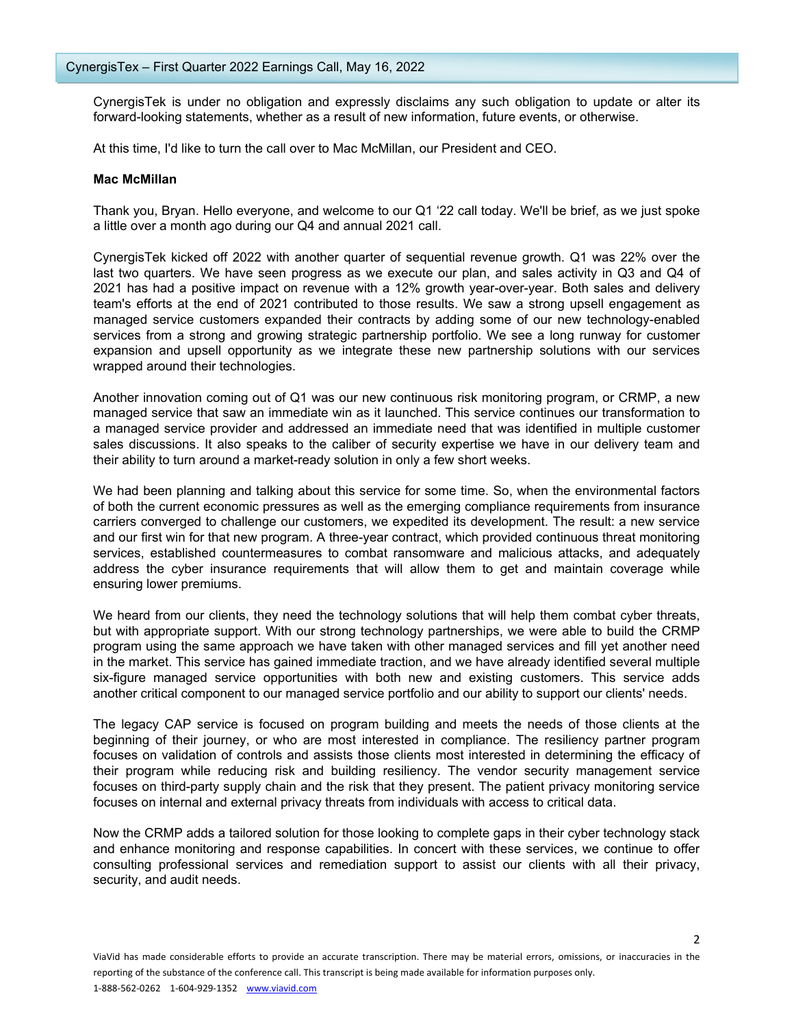CynergisTek is under no obligation and expressly disclaims any such obligation to update or alter its forward-looking statements, whether as a result of new information, future events, or otherwise.

At this time, I'd like to turn the call over to Mac McMillan, our President and CEO.

**Mac McMillan**

Thank you, Bryan. Hello everyone, and welcome to our Q1 '22 call today. We'll be brief, as we just spoke a little over a month ago during our Q4 and annual 2021 call.

CynergisTek kicked off 2022 with another quarter of sequential revenue growth. Q1 was 22% over the last two quarters. We have seen progress as we execute our plan, and sales activity in Q3 and Q4 of 2021 has had a positive impact on revenue with a 12% growth year-over-year. Both sales and delivery team's efforts at the end of 2021 contributed to those results. We saw a strong upsell engagement as managed service customers expanded their contracts by adding some of our new technology-enabled services from a strong and growing strategic partnership portfolio. We see a long runway for customer expansion and upsell opportunity as we integrate these new partnership solutions with our services wrapped around their technologies.

Another innovation coming out of Q1 was our new continuous risk monitoring program, or CRMP, a new managed service that saw an immediate win as it launched. This service continues our transformation to a managed service provider and addressed an immediate need that was identified in multiple customer sales discussions. It also speaks to the caliber of security expertise we have in our delivery team and their ability to turn around a market-ready solution in only a few short weeks.

We had been planning and talking about this service for some time. So, when the environmental factors of both the current economic pressures as well as the emerging compliance requirements from insurance carriers converged to challenge our customers, we expedited its development. The result: a new service and our first win for that new program. A three-year contract, which provided continuous threat monitoring services, established countermeasures to combat ransomware and malicious attacks, and adequately address the cyber insurance requirements that will allow them to get and maintain coverage while ensuring lower premiums.

We heard from our clients, they need the technology solutions that will help them combat cyber threats, but with appropriate support. With our strong technology partnerships, we were able to build the CRMP program using the same approach we have taken with other managed services and fill yet another need in the market. This service has gained immediate traction, and we have already identified several multiple six-figure managed service opportunities with both new and existing customers. This service adds another critical component to our managed service portfolio and our ability to support our clients' needs.

The legacy CAP service is focused on program building and meets the needs of those clients at the beginning of their journey, or who are most interested in compliance. The resiliency partner program focuses on validation of controls and assists those clients most interested in determining the efficacy of their program while reducing risk and building resiliency. The vendor security management service focuses on third-party supply chain and the risk that they present. The patient privacy monitoring service focuses on internal and external privacy threats from individuals with access to critical data.

Now the CRMP adds a tailored solution for those looking to complete gaps in their cyber technology stack and enhance monitoring and response capabilities. In concert with these services, we continue to offer consulting professional services and remediation support to assist our clients with all their privacy, security, and audit needs.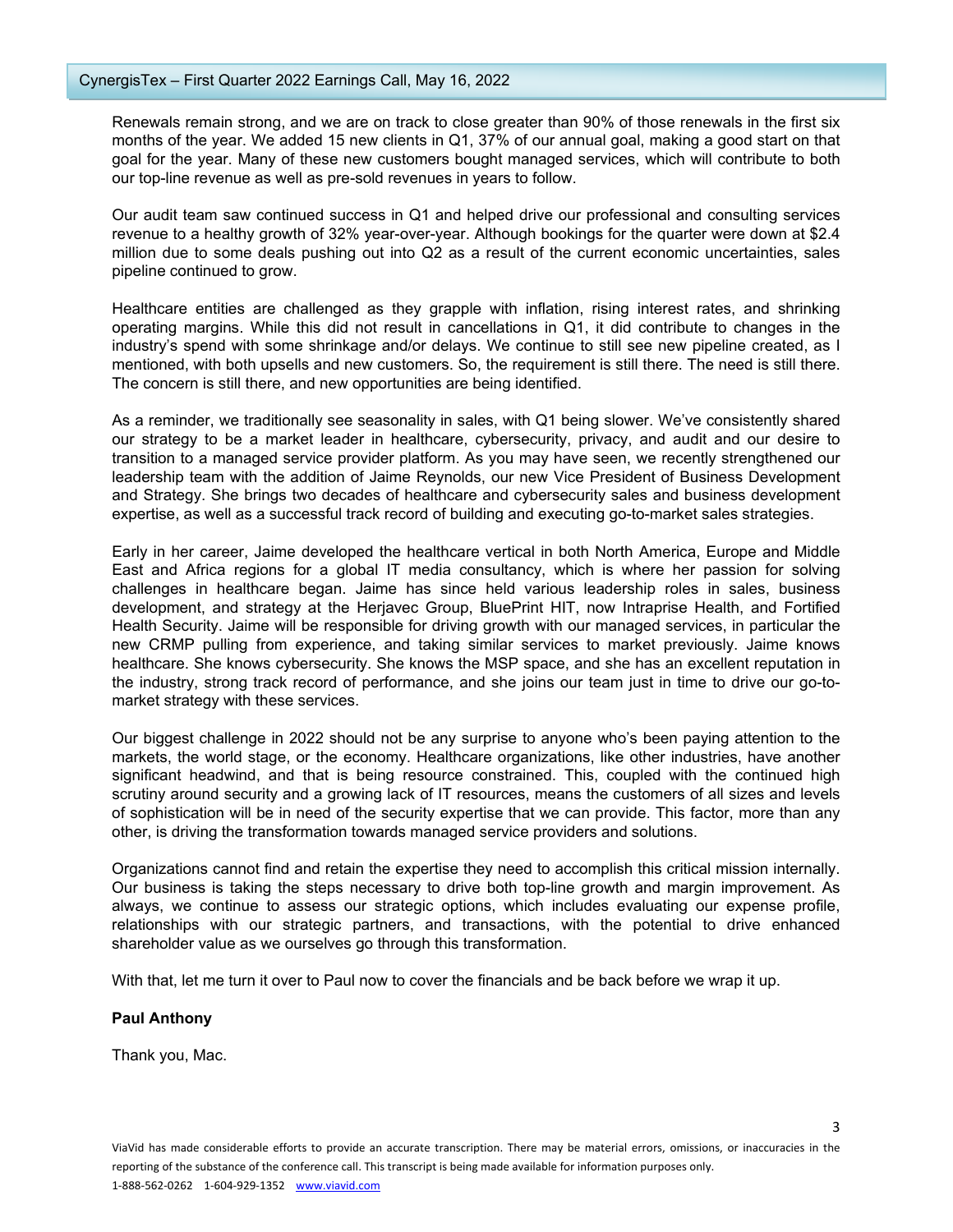Renewals remain strong, and we are on track to close greater than 90% of those renewals in the first six months of the year. We added 15 new clients in Q1, 37% of our annual goal, making a good start on that goal for the year. Many of these new customers bought managed services, which will contribute to both our top-line revenue as well as pre-sold revenues in years to follow.

Our audit team saw continued success in Q1 and helped drive our professional and consulting services revenue to a healthy growth of 32% year-over-year. Although bookings for the quarter were down at $2.4 million due to some deals pushing out into Q2 as a result of the current economic uncertainties, sales pipeline continued to grow.

Healthcare entities are challenged as they grapple with inflation, rising interest rates, and shrinking operating margins. While this did not result in cancellations in Q1, it did contribute to changes in the industry's spend with some shrinkage and/or delays. We continue to still see new pipeline created, as I mentioned, with both upsells and new customers. So, the requirement is still there. The need is still there. The concern is still there, and new opportunities are being identified.

As a reminder, we traditionally see seasonality in sales, with Q1 being slower. We've consistently shared our strategy to be a market leader in healthcare, cybersecurity, privacy, and audit and our desire to transition to a managed service provider platform. As you may have seen, we recently strengthened our leadership team with the addition of Jaime Reynolds, our new Vice President of Business Development and Strategy. She brings two decades of healthcare and cybersecurity sales and business development expertise, as well as a successful track record of building and executing go-to-market sales strategies.

Early in her career, Jaime developed the healthcare vertical in both North America, Europe and Middle East and Africa regions for a global IT media consultancy, which is where her passion for solving challenges in healthcare began. Jaime has since held various leadership roles in sales, business development, and strategy at the Herjavec Group, BluePrint HIT, now Intraprise Health, and Fortified Health Security. Jaime will be responsible for driving growth with our managed services, in particular the new CRMP pulling from experience, and taking similar services to market previously. Jaime knows healthcare. She knows cybersecurity. She knows the MSP space, and she has an excellent reputation in the industry, strong track record of performance, and she joins our team just in time to drive our go-to-market strategy with these services.

Our biggest challenge in 2022 should not be any surprise to anyone who's been paying attention to the markets, the world stage, or the economy. Healthcare organizations, like other industries, have another significant headwind, and that is being resource constrained. This, coupled with the continued high scrutiny around security and a growing lack of IT resources, means the customers of all sizes and levels of sophistication will be in need of the security expertise that we can provide. This factor, more than any other, is driving the transformation towards managed service providers and solutions.

Organizations cannot find and retain the expertise they need to accomplish this critical mission internally. Our business is taking the steps necessary to drive both top-line growth and margin improvement. As always, we continue to assess our strategic options, which includes evaluating our expense profile, relationships with our strategic partners, and transactions, with the potential to drive enhanced shareholder value as we ourselves go through this transformation.

With that, let me turn it over to Paul now to cover the financials and be back before we wrap it up.

**Paul Anthony**

Thank you, Mac.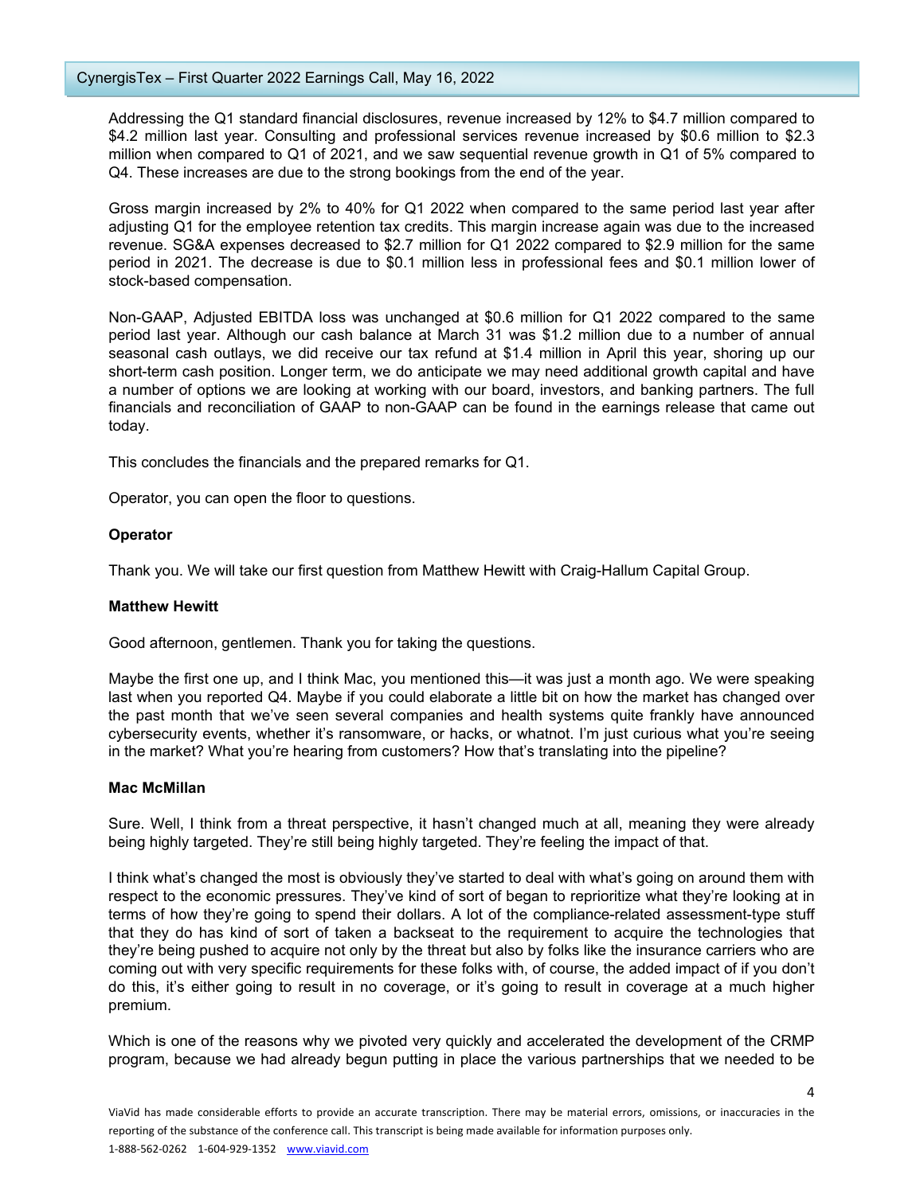Addressing the Q1 standard financial disclosures, revenue increased by 12% to $4.7 million compared to $4.2 million last year. Consulting and professional services revenue increased by $0.6 million to $2.3 million when compared to Q1 of 2021, and we saw sequential revenue growth in Q1 of 5% compared to Q4. These increases are due to the strong bookings from the end of the year.

Gross margin increased by 2% to 40% for Q1 2022 when compared to the same period last year after adjusting Q1 for the employee retention tax credits. This margin increase again was due to the increased revenue. SG&A expenses decreased to $2.7 million for Q1 2022 compared to $2.9 million for the same period in 2021. The decrease is due to $0.1 million less in professional fees and $0.1 million lower of stock-based compensation.

Non-GAAP, Adjusted EBITDA loss was unchanged at $0.6 million for Q1 2022 compared to the same period last year. Although our cash balance at March 31 was $1.2 million due to a number of annual seasonal cash outlays, we did receive our tax refund at $1.4 million in April this year, shoring up our short-term cash position. Longer term, we do anticipate we may need additional growth capital and have a number of options we are looking at working with our board, investors, and banking partners. The full financials and reconciliation of GAAP to non-GAAP can be found in the earnings release that came out today.

This concludes the financials and the prepared remarks for Q1.

Operator, you can open the floor to questions.

**Operator**

Thank you. We will take our first question from Matthew Hewitt with Craig-Hallum Capital Group.

**Matthew Hewitt**

Good afternoon, gentlemen. Thank you for taking the questions.

Maybe the first one up, and I think Mac, you mentioned this—it was just a month ago. We were speaking last when you reported Q4. Maybe if you could elaborate a little bit on how the market has changed over the past month that we've seen several companies and health systems quite frankly have announced cybersecurity events, whether it's ransomware, or hacks, or whatnot. I'm just curious what you're seeing in the market? What you're hearing from customers? How that's translating into the pipeline?

**Mac McMillan**

Sure. Well, I think from a threat perspective, it hasn't changed much at all, meaning they were already being highly targeted. They're still being highly targeted. They're feeling the impact of that.

I think what's changed the most is obviously they've started to deal with what's going on around them with respect to the economic pressures. They've kind of sort of began to reprioritize what they're looking at in terms of how they're going to spend their dollars. A lot of the compliance-related assessment-type stuff that they do has kind of sort of taken a backseat to the requirement to acquire the technologies that they're being pushed to acquire not only by the threat but also by folks like the insurance carriers who are coming out with very specific requirements for these folks with, of course, the added impact of if you don't do this, it's either going to result in no coverage, or it's going to result in coverage at a much higher premium.

Which is one of the reasons why we pivoted very quickly and accelerated the development of the CRMP program, because we had already begun putting in place the various partnerships that we needed to be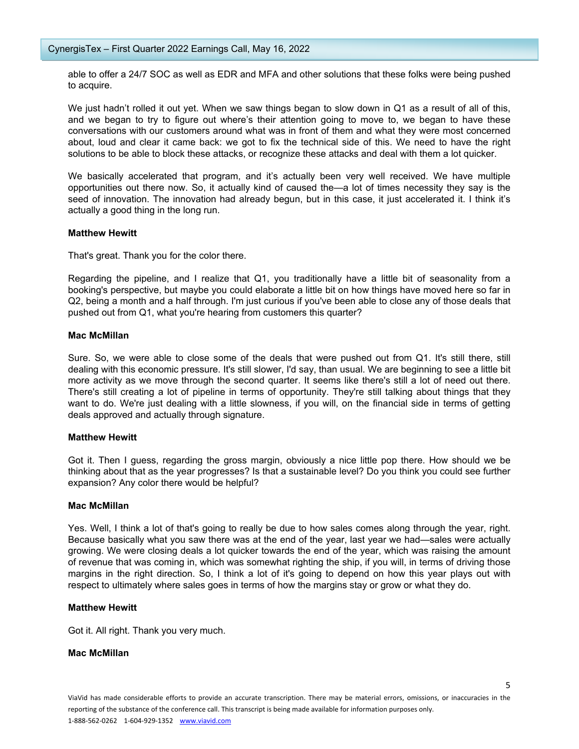able to offer a 24/7 SOC as well as EDR and MFA and other solutions that these folks were being pushed to acquire.

We just hadn't rolled it out yet. When we saw things began to slow down in Q1 as a result of all of this, and we began to try to figure out where's their attention going to move to, we began to have these conversations with our customers around what was in front of them and what they were most concerned about, loud and clear it came back: we got to fix the technical side of this. We need to have the right solutions to be able to block these attacks, or recognize these attacks and deal with them a lot quicker.

We basically accelerated that program, and it's actually been very well received. We have multiple opportunities out there now. So, it actually kind of caused the—a lot of times necessity they say is the seed of innovation. The innovation had already begun, but in this case, it just accelerated it. I think it's actually a good thing in the long run.

**Matthew Hewitt**

That's great. Thank you for the color there.

Regarding the pipeline, and I realize that Q1, you traditionally have a little bit of seasonality from a booking's perspective, but maybe you could elaborate a little bit on how things have moved here so far in Q2, being a month and a half through. I'm just curious if you've been able to close any of those deals that pushed out from Q1, what you're hearing from customers this quarter?

**Mac McMillan**

Sure. So, we were able to close some of the deals that were pushed out from Q1. It's still there, still dealing with this economic pressure. It's still slower, I'd say, than usual. We are beginning to see a little bit more activity as we move through the second quarter. It seems like there's still a lot of need out there. There's still creating a lot of pipeline in terms of opportunity. They're still talking about things that they want to do. We're just dealing with a little slowness, if you will, on the financial side in terms of getting deals approved and actually through signature.

**Matthew Hewitt**

Got it. Then I guess, regarding the gross margin, obviously a nice little pop there. How should we be thinking about that as the year progresses? Is that a sustainable level? Do you think you could see further expansion? Any color there would be helpful?

**Mac McMillan**

Yes. Well, I think a lot of that's going to really be due to how sales comes along through the year, right. Because basically what you saw there was at the end of the year, last year we had—sales were actually growing. We were closing deals a lot quicker towards the end of the year, which was raising the amount of revenue that was coming in, which was somewhat righting the ship, if you will, in terms of driving those margins in the right direction. So, I think a lot of it's going to depend on how this year plays out with respect to ultimately where sales goes in terms of how the margins stay or grow or what they do.

**Matthew Hewitt**

Got it. All right. Thank you very much.

**Mac McMillan**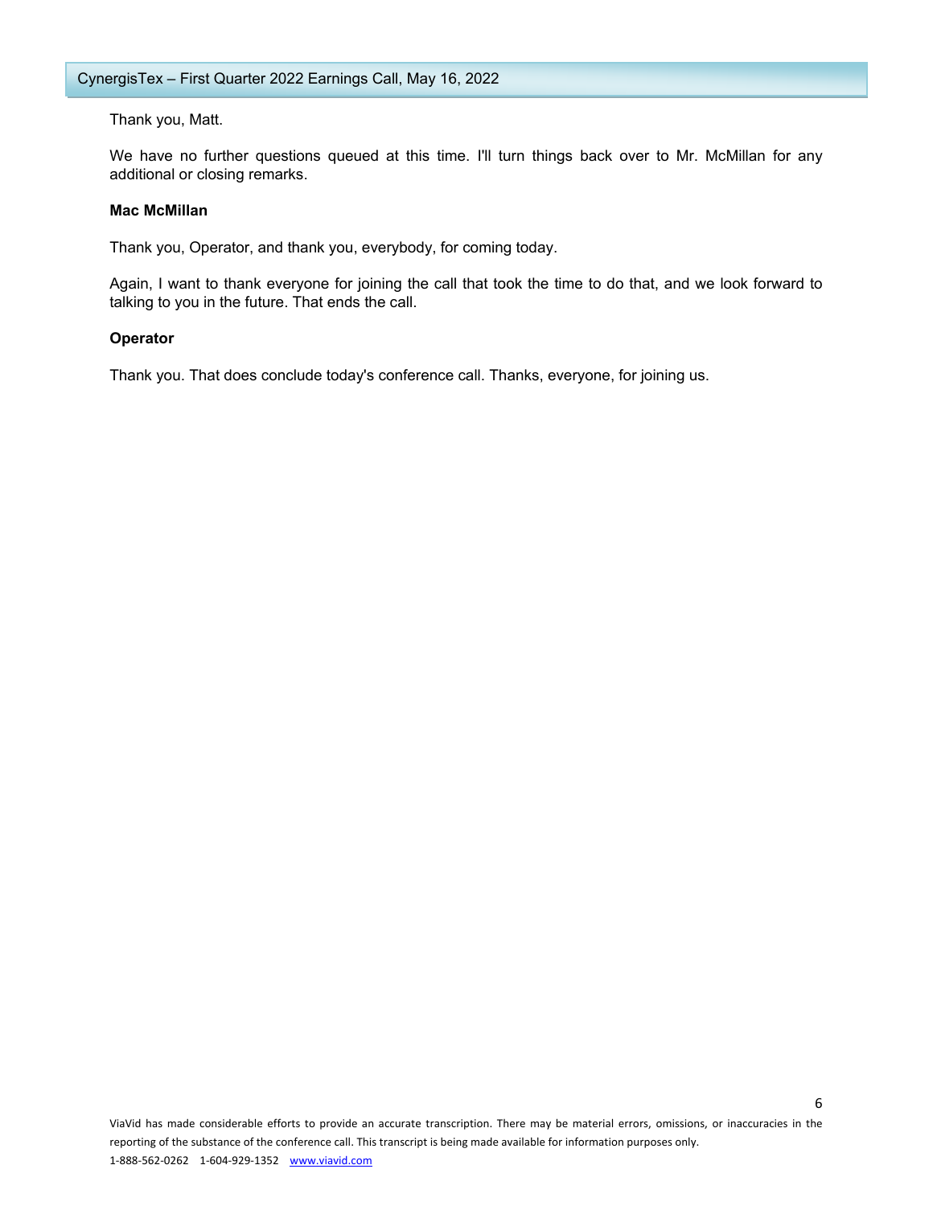Thank you, Matt.

We have no further questions queued at this time. I'll turn things back over to Mr. McMillan for any additional or closing remarks.

**Mac McMillan**

Thank you, Operator, and thank you, everybody, for coming today.

Again, I want to thank everyone for joining the call that took the time to do that, and we look forward to talking to you in the future. That ends the call.

**Operator**

Thank you. That does conclude today's conference call. Thanks, everyone, for joining us.